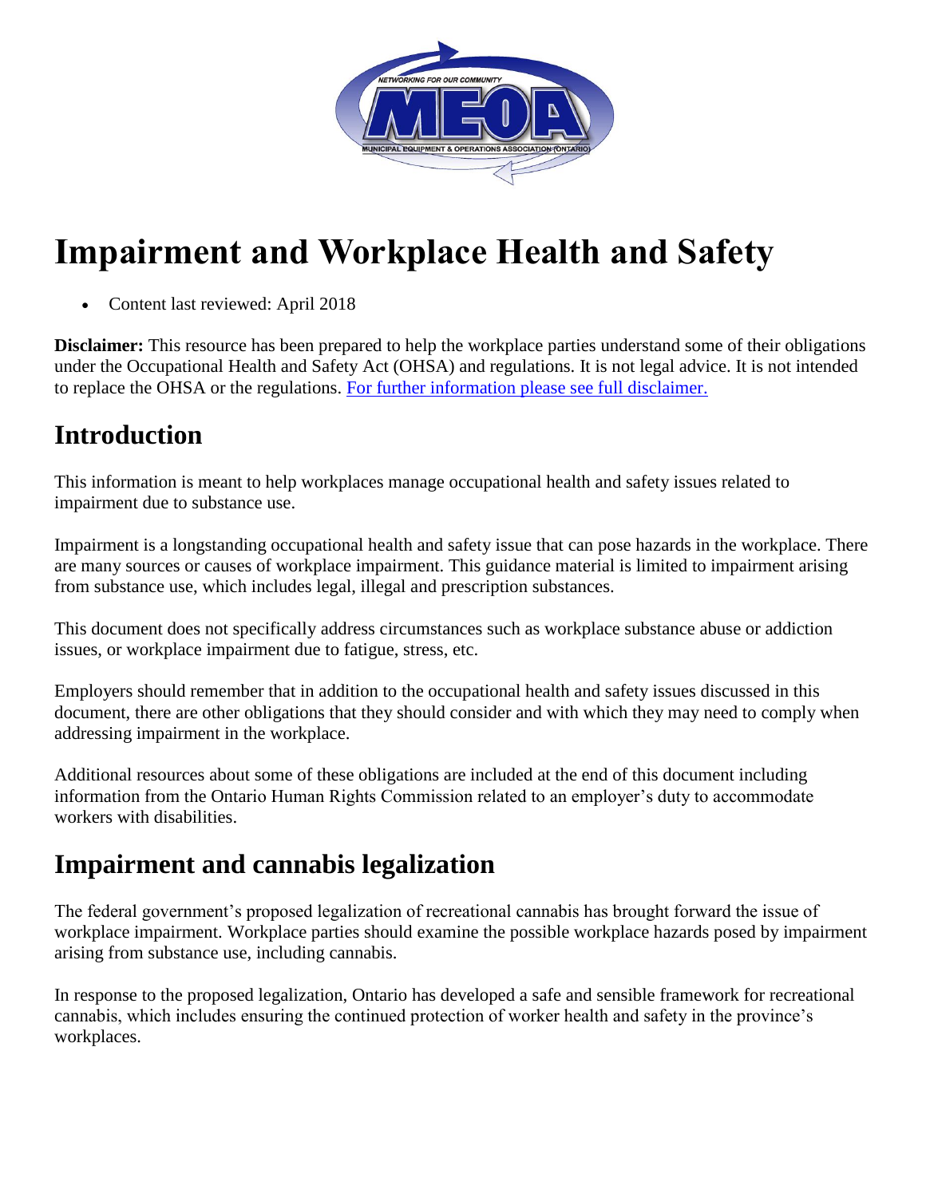# Impairment and Workplace Health and Safety

- Content last reviewed: April 2018

**Disclaimer:** This resource has been prepared to help the workplace parties understand some of their obligations under the Occupational Health and Safety Act (OHSA) and regulations. It is not legal advice. It is not intended to replace the OHSA or the regulations. [For further information please see full disclaimer.]

## Introduction

This information is meant to help workplaces manage occupational health and safety issues related to impairment due to substance use.

Impairment is a longstanding occupational health and safety issue that can pose hazards in the workplace. There are many sources or causes of workplace impairment. This guidance material is limited to impairment arising from substance use, which includes legal, illegal and prescription substances.

This document does not specifically address circumstances such as workplace substance abuse or addiction issues, or workplace impairment due to fatigue, stress, etc.

Employers should remember that in addition to the occupational health and safety issues discussed in this document, there are other obligations that they should consider and with which they may need to comply when addressing impairment in the workplace.

Additional resources about some of these obligations are included at the end of this document including information from the Ontario Human Rights Commission related to an employer's duty to accommodate workers with disabilities.

## Impairment and cannabis legalization

The federal government's proposed legalization of recreational cannabis has brought forward the issue of workplace impairment. Workplace parties should examine the possible workplace hazards posed by impairment arising from substance use, including cannabis.

In response to the proposed legalization, Ontario has developed a safe and sensible framework for recreational cannabis, which includes ensuring the continued protection of worker health and safety in the province's workplaces.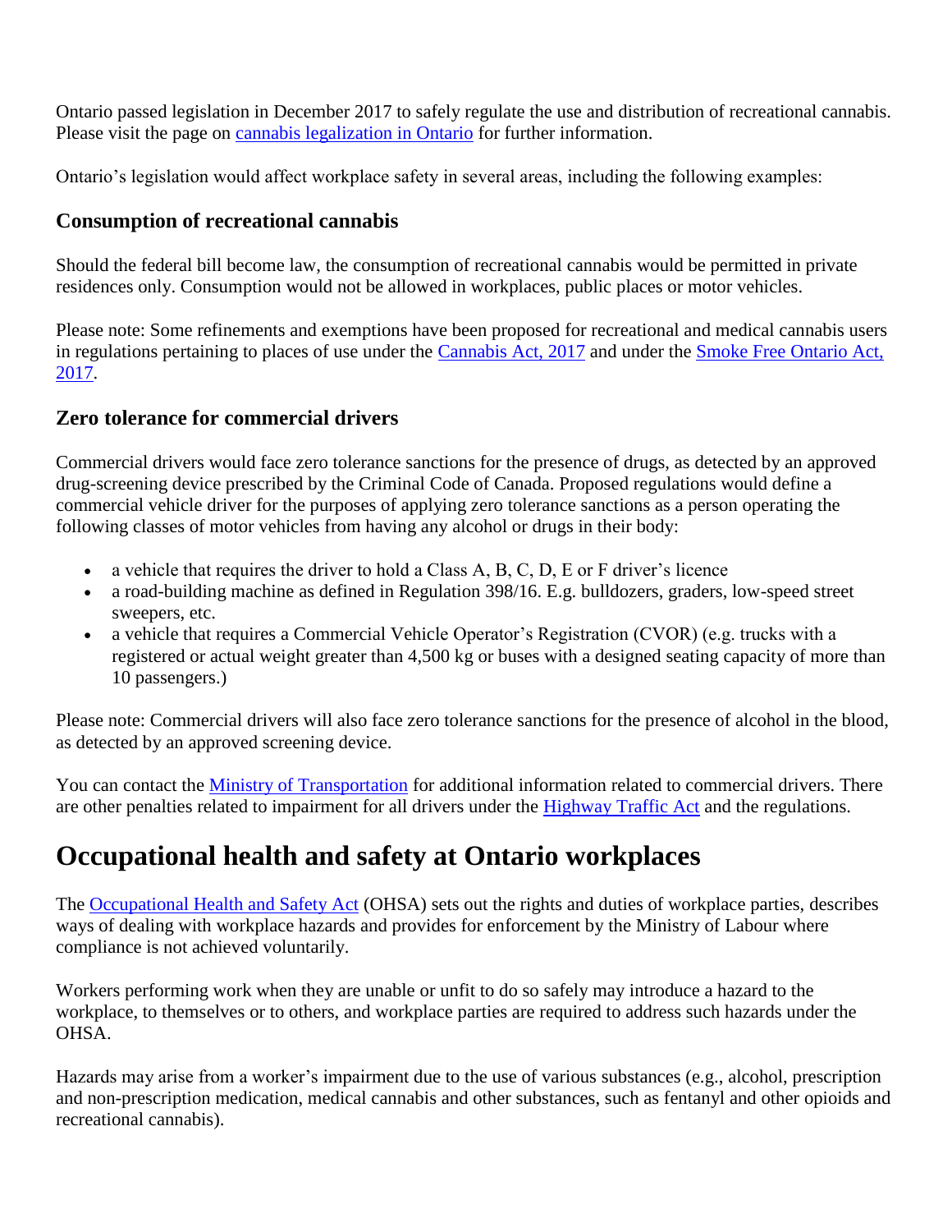Ontario passed legislation in December 2017 to safely regulate the use and distribution of recreational cannabis. Please visit the page on cannabis legalization in Ontario for further information.

Ontario's legislation would affect workplace safety in several areas, including the following examples:

### Consumption of recreational cannabis

Should the federal bill become law, the consumption of recreational cannabis would be permitted in private residences only. Consumption would not be allowed in workplaces, public places or motor vehicles.

Please note: Some refinements and exemptions have been proposed for recreational and medical cannabis users in regulations pertaining to places of use under the Cannabis Act, 2017 and under the Smoke Free Ontario Act, 2017.

### Zero tolerance for commercial drivers

Commercial drivers would face zero tolerance sanctions for the presence of drugs, as detected by an approved drug-screening device prescribed by the Criminal Code of Canada. Proposed regulations would define a commercial vehicle driver for the purposes of applying zero tolerance sanctions as a person operating the following classes of motor vehicles from having any alcohol or drugs in their body:

- a vehicle that requires the driver to hold a Class A, B, C, D, E or F driver's licence
- a road-building machine as defined in Regulation 398/16. E.g. bulldozers, graders, low-speed street sweepers, etc.
- a vehicle that requires a Commercial Vehicle Operator's Registration (CVOR) (e.g. trucks with a registered or actual weight greater than 4,500 kg or buses with a designed seating capacity of more than 10 passengers.)

Please note: Commercial drivers will also face zero tolerance sanctions for the presence of alcohol in the blood, as detected by an approved screening device.

You can contact the Ministry of Transportation for additional information related to commercial drivers. There are other penalties related to impairment for all drivers under the Highway Traffic Act and the regulations.

## Occupational health and safety at Ontario workplaces

The Occupational Health and Safety Act (OHSA) sets out the rights and duties of workplace parties, describes ways of dealing with workplace hazards and provides for enforcement by the Ministry of Labour where compliance is not achieved voluntarily.

Workers performing work when they are unable or unfit to do so safely may introduce a hazard to the workplace, to themselves or to others, and workplace parties are required to address such hazards under the OHSA.

Hazards may arise from a worker's impairment due to the use of various substances (e.g., alcohol, prescription and non-prescription medication, medical cannabis and other substances, such as fentanyl and other opioids and recreational cannabis).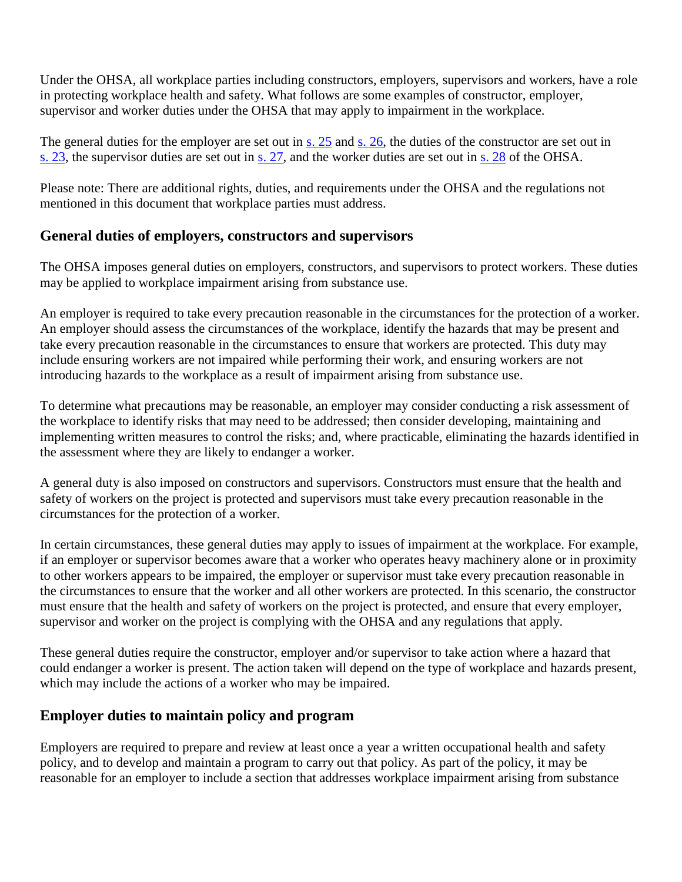Under the OHSA, all workplace parties including constructors, employers, supervisors and workers, have a role in protecting workplace health and safety. What follows are some examples of constructor, employer, supervisor and worker duties under the OHSA that may apply to impairment in the workplace.

The general duties for the employer are set out in s. 25 and s. 26, the duties of the constructor are set out in s. 23, the supervisor duties are set out in s. 27, and the worker duties are set out in s. 28 of the OHSA.

Please note: There are additional rights, duties, and requirements under the OHSA and the regulations not mentioned in this document that workplace parties must address.

## General duties of employers, constructors and supervisors

The OHSA imposes general duties on employers, constructors, and supervisors to protect workers. These duties may be applied to workplace impairment arising from substance use.

An employer is required to take every precaution reasonable in the circumstances for the protection of a worker. An employer should assess the circumstances of the workplace, identify the hazards that may be present and take every precaution reasonable in the circumstances to ensure that workers are protected. This duty may include ensuring workers are not impaired while performing their work, and ensuring workers are not introducing hazards to the workplace as a result of impairment arising from substance use.

To determine what precautions may be reasonable, an employer may consider conducting a risk assessment of the workplace to identify risks that may need to be addressed; then consider developing, maintaining and implementing written measures to control the risks; and, where practicable, eliminating the hazards identified in the assessment where they are likely to endanger a worker.

A general duty is also imposed on constructors and supervisors. Constructors must ensure that the health and safety of workers on the project is protected and supervisors must take every precaution reasonable in the circumstances for the protection of a worker.

In certain circumstances, these general duties may apply to issues of impairment at the workplace. For example, if an employer or supervisor becomes aware that a worker who operates heavy machinery alone or in proximity to other workers appears to be impaired, the employer or supervisor must take every precaution reasonable in the circumstances to ensure that the worker and all other workers are protected. In this scenario, the constructor must ensure that the health and safety of workers on the project is protected, and ensure that every employer, supervisor and worker on the project is complying with the OHSA and any regulations that apply.

These general duties require the constructor, employer and/or supervisor to take action where a hazard that could endanger a worker is present. The action taken will depend on the type of workplace and hazards present, which may include the actions of a worker who may be impaired.

## Employer duties to maintain policy and program

Employers are required to prepare and review at least once a year a written occupational health and safety policy, and to develop and maintain a program to carry out that policy. As part of the policy, it may be reasonable for an employer to include a section that addresses workplace impairment arising from substance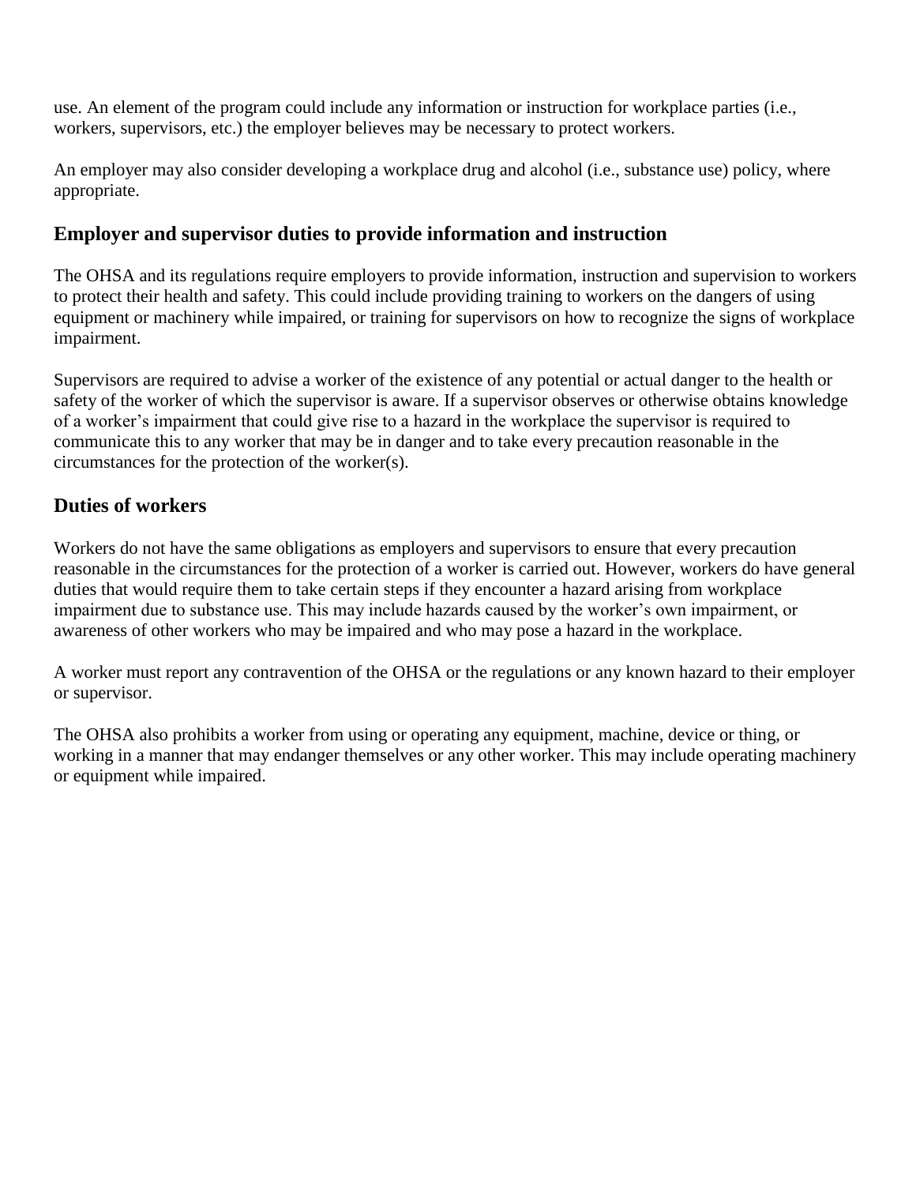use. An element of the program could include any information or instruction for workplace parties (i.e., workers, supervisors, etc.) the employer believes may be necessary to protect workers.

An employer may also consider developing a workplace drug and alcohol (i.e., substance use) policy, where appropriate.

## Employer and supervisor duties to provide information and instruction

The OHSA and its regulations require employers to provide information, instruction and supervision to workers to protect their health and safety. This could include providing training to workers on the dangers of using equipment or machinery while impaired, or training for supervisors on how to recognize the signs of workplace impairment.

Supervisors are required to advise a worker of the existence of any potential or actual danger to the health or safety of the worker of which the supervisor is aware. If a supervisor observes or otherwise obtains knowledge of a worker's impairment that could give rise to a hazard in the workplace the supervisor is required to communicate this to any worker that may be in danger and to take every precaution reasonable in the circumstances for the protection of the worker(s).

## Duties of workers

Workers do not have the same obligations as employers and supervisors to ensure that every precaution reasonable in the circumstances for the protection of a worker is carried out. However, workers do have general duties that would require them to take certain steps if they encounter a hazard arising from workplace impairment due to substance use. This may include hazards caused by the worker's own impairment, or awareness of other workers who may be impaired and who may pose a hazard in the workplace.

A worker must report any contravention of the OHSA or the regulations or any known hazard to their employer or supervisor.

The OHSA also prohibits a worker from using or operating any equipment, machine, device or thing, or working in a manner that may endanger themselves or any other worker. This may include operating machinery or equipment while impaired.